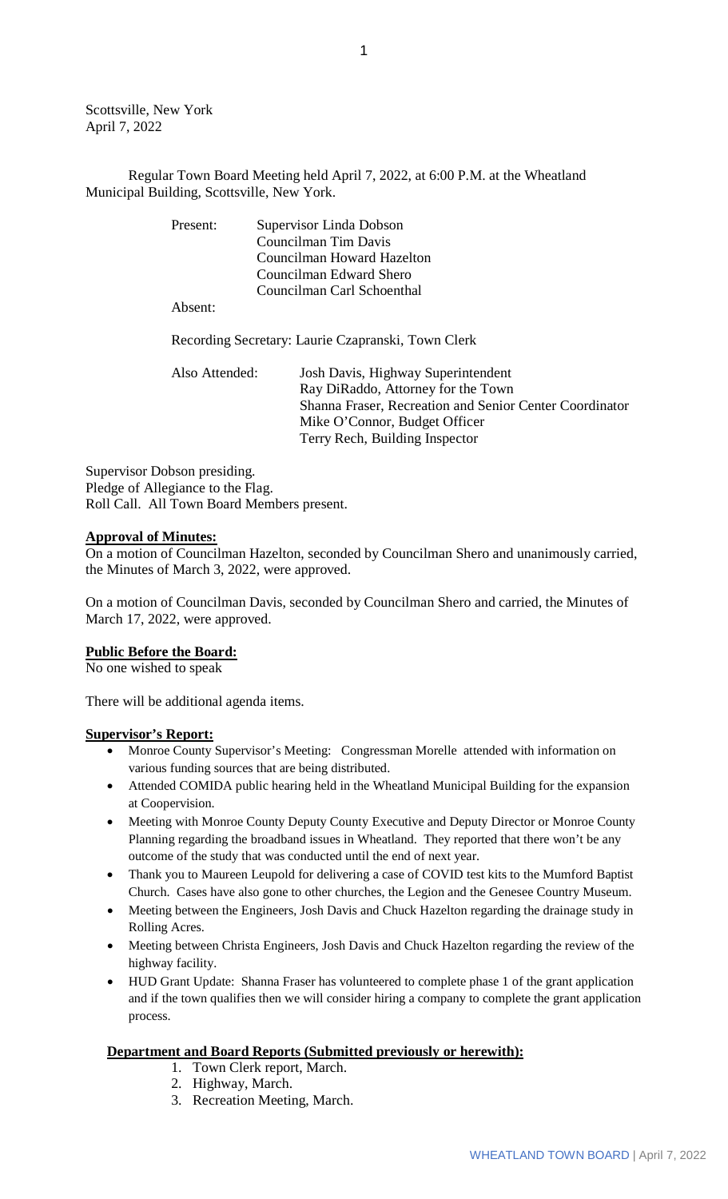Scottsville, New York
April 7, 2022

Regular Town Board Meeting held April 7, 2022, at 6:00 P.M. at the Wheatland Municipal Building, Scottsville, New York.

Present: Supervisor Linda Dobson
Councilman Tim Davis
Councilman Howard Hazelton
Councilman Edward Shero
Councilman Carl Schoenthal

Absent:

Recording Secretary: Laurie Czapranski, Town Clerk

Also Attended: Josh Davis, Highway Superintendent
Ray DiRaddo, Attorney for the Town
Shanna Fraser, Recreation and Senior Center Coordinator
Mike O'Connor, Budget Officer
Terry Rech, Building Inspector

Supervisor Dobson presiding.
Pledge of Allegiance to the Flag.
Roll Call. All Town Board Members present.

**Approval of Minutes:**

On a motion of Councilman Hazelton, seconded by Councilman Shero and unanimously carried, the Minutes of March 3, 2022, were approved.

On a motion of Councilman Davis, seconded by Councilman Shero and carried, the Minutes of March 17, 2022, were approved.

**Public Before the Board:**

No one wished to speak

There will be additional agenda items.

**Supervisor's Report:**

- Monroe County Supervisor's Meeting: Congressman Morelle attended with information on various funding sources that are being distributed.
- Attended COMIDA public hearing held in the Wheatland Municipal Building for the expansion at Coopervision.
- Meeting with Monroe County Deputy County Executive and Deputy Director or Monroe County Planning regarding the broadband issues in Wheatland. They reported that there won't be any outcome of the study that was conducted until the end of next year.
- Thank you to Maureen Leupold for delivering a case of COVID test kits to the Mumford Baptist Church. Cases have also gone to other churches, the Legion and the Genesee Country Museum.
- Meeting between the Engineers, Josh Davis and Chuck Hazelton regarding the drainage study in Rolling Acres.
- Meeting between Christa Engineers, Josh Davis and Chuck Hazelton regarding the review of the highway facility.
- HUD Grant Update: Shanna Fraser has volunteered to complete phase 1 of the grant application and if the town qualifies then we will consider hiring a company to complete the grant application process.

**Department and Board Reports (Submitted previously or herewith):**

1. Town Clerk report, March.
2. Highway, March.
3. Recreation Meeting, March.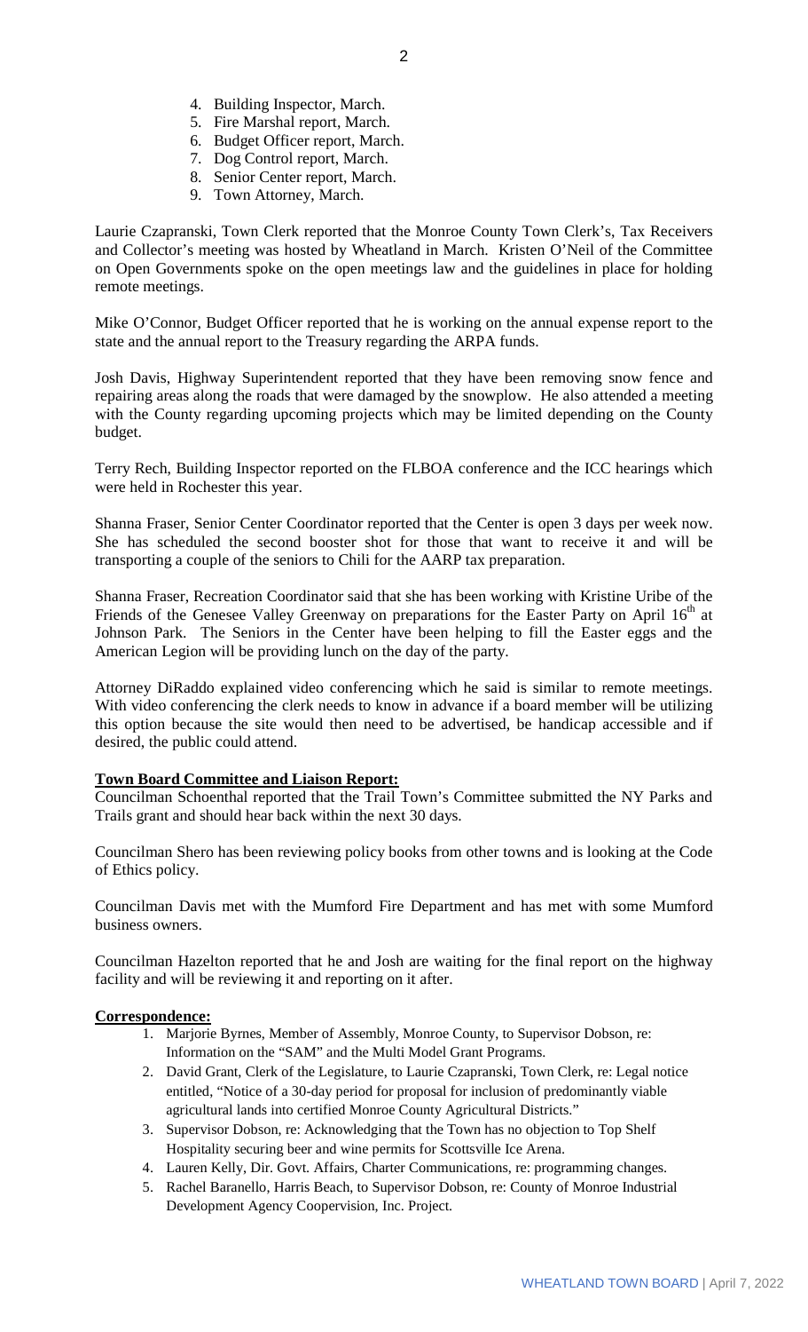4. Building Inspector, March.
5. Fire Marshal report, March.
6. Budget Officer report, March.
7. Dog Control report, March.
8. Senior Center report, March.
9. Town Attorney, March.

Laurie Czapranski, Town Clerk reported that the Monroe County Town Clerk's, Tax Receivers and Collector's meeting was hosted by Wheatland in March. Kristen O'Neil of the Committee on Open Governments spoke on the open meetings law and the guidelines in place for holding remote meetings.

Mike O'Connor, Budget Officer reported that he is working on the annual expense report to the state and the annual report to the Treasury regarding the ARPA funds.

Josh Davis, Highway Superintendent reported that they have been removing snow fence and repairing areas along the roads that were damaged by the snowplow. He also attended a meeting with the County regarding upcoming projects which may be limited depending on the County budget.

Terry Rech, Building Inspector reported on the FLBOA conference and the ICC hearings which were held in Rochester this year.

Shanna Fraser, Senior Center Coordinator reported that the Center is open 3 days per week now. She has scheduled the second booster shot for those that want to receive it and will be transporting a couple of the seniors to Chili for the AARP tax preparation.

Shanna Fraser, Recreation Coordinator said that she has been working with Kristine Uribe of the Friends of the Genesee Valley Greenway on preparations for the Easter Party on April 16th at Johnson Park. The Seniors in the Center have been helping to fill the Easter eggs and the American Legion will be providing lunch on the day of the party.

Attorney DiRaddo explained video conferencing which he said is similar to remote meetings. With video conferencing the clerk needs to know in advance if a board member will be utilizing this option because the site would then need to be advertised, be handicap accessible and if desired, the public could attend.

**Town Board Committee and Liaison Report:**

Councilman Schoenthal reported that the Trail Town's Committee submitted the NY Parks and Trails grant and should hear back within the next 30 days.

Councilman Shero has been reviewing policy books from other towns and is looking at the Code of Ethics policy.

Councilman Davis met with the Mumford Fire Department and has met with some Mumford business owners.

Councilman Hazelton reported that he and Josh are waiting for the final report on the highway facility and will be reviewing it and reporting on it after.

**Correspondence:**

1. Marjorie Byrnes, Member of Assembly, Monroe County, to Supervisor Dobson, re: Information on the "SAM" and the Multi Model Grant Programs.
2. David Grant, Clerk of the Legislature, to Laurie Czapranski, Town Clerk, re: Legal notice entitled, "Notice of a 30-day period for proposal for inclusion of predominantly viable agricultural lands into certified Monroe County Agricultural Districts."
3. Supervisor Dobson, re: Acknowledging that the Town has no objection to Top Shelf Hospitality securing beer and wine permits for Scottsville Ice Arena.
4. Lauren Kelly, Dir. Govt. Affairs, Charter Communications, re: programming changes.
5. Rachel Baranello, Harris Beach, to Supervisor Dobson, re: County of Monroe Industrial Development Agency Coopervision, Inc. Project.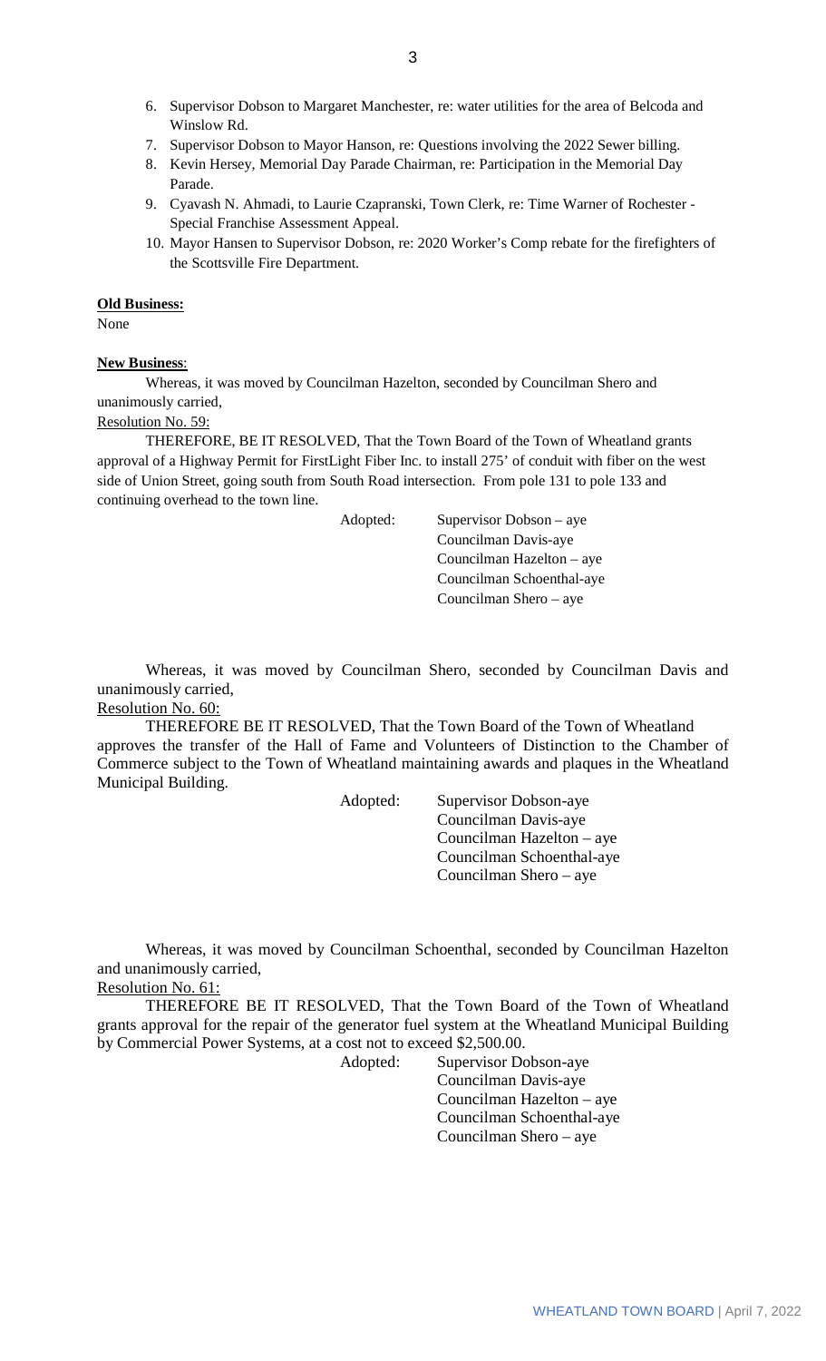6. Supervisor Dobson to Margaret Manchester, re: water utilities for the area of Belcoda and Winslow Rd.
7. Supervisor Dobson to Mayor Hanson, re: Questions involving the 2022 Sewer billing.
8. Kevin Hersey, Memorial Day Parade Chairman, re: Participation in the Memorial Day Parade.
9. Cyavash N. Ahmadi, to Laurie Czapranski, Town Clerk, re: Time Warner of Rochester - Special Franchise Assessment Appeal.
10. Mayor Hansen to Supervisor Dobson, re: 2020 Worker's Comp rebate for the firefighters of the Scottsville Fire Department.

**Old Business:**
None

**New Business**:

Whereas, it was moved by Councilman Hazelton, seconded by Councilman Shero and unanimously carried,

Resolution No. 59:

THEREFORE, BE IT RESOLVED, That the Town Board of the Town of Wheatland grants approval of a Highway Permit for FirstLight Fiber Inc. to install 275' of conduit with fiber on the west side of Union Street, going south from South Road intersection. From pole 131 to pole 133 and continuing overhead to the town line.

Adopted:
Supervisor Dobson – aye
Councilman Davis-aye
Councilman Hazelton – aye
Councilman Schoenthal-aye
Councilman Shero – aye

Whereas, it was moved by Councilman Shero, seconded by Councilman Davis and unanimously carried,

Resolution No. 60:

THEREFORE BE IT RESOLVED, That the Town Board of the Town of Wheatland approves the transfer of the Hall of Fame and Volunteers of Distinction to the Chamber of Commerce subject to the Town of Wheatland maintaining awards and plaques in the Wheatland Municipal Building.

Adopted:
Supervisor Dobson-aye
Councilman Davis-aye
Councilman Hazelton – aye
Councilman Schoenthal-aye
Councilman Shero – aye

Whereas, it was moved by Councilman Schoenthal, seconded by Councilman Hazelton and unanimously carried,

Resolution No. 61:

THEREFORE BE IT RESOLVED, That the Town Board of the Town of Wheatland grants approval for the repair of the generator fuel system at the Wheatland Municipal Building by Commercial Power Systems, at a cost not to exceed $2,500.00.

Adopted:
Supervisor Dobson-aye
Councilman Davis-aye
Councilman Hazelton – aye
Councilman Schoenthal-aye
Councilman Shero – aye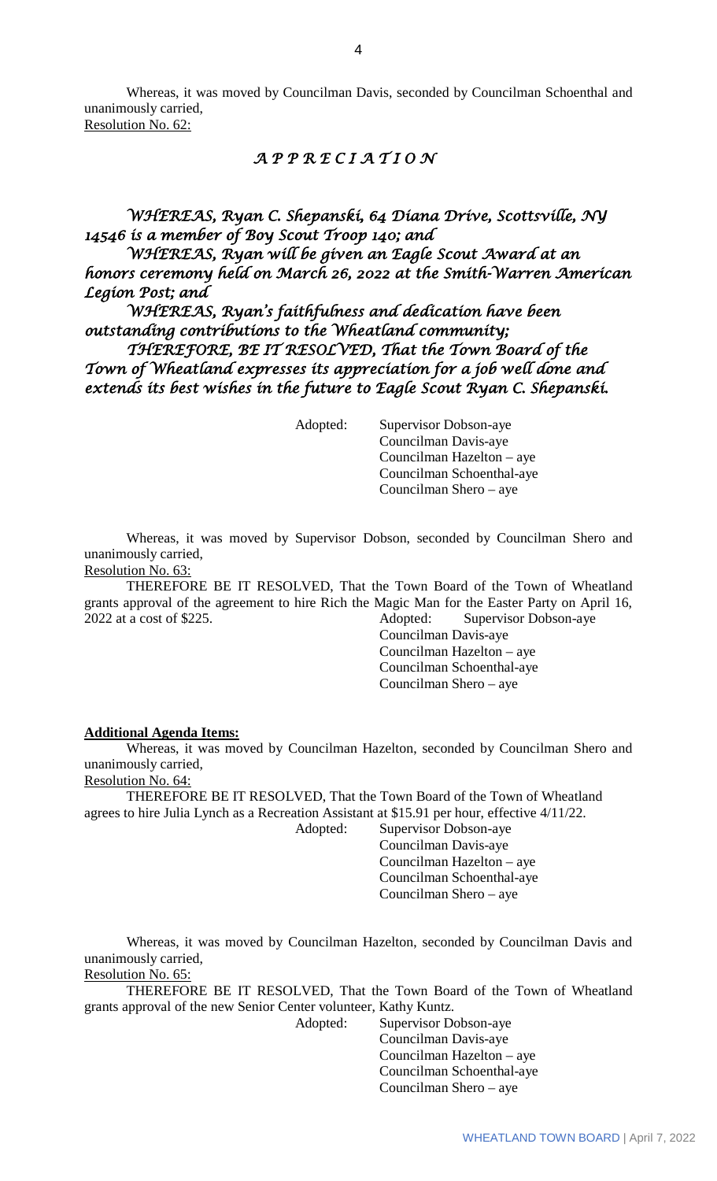Whereas, it was moved by Councilman Davis, seconded by Councilman Schoenthal and unanimously carried,
Resolution No. 62:

## *A P P R E C I A T I O N*

*WHEREAS, Ryan C. Shepanski, 64 Diana Drive, Scottsville, NY 14546 is a member of Boy Scout Troop 140; and*

*WHEREAS, Ryan will be given an Eagle Scout Award at an honors ceremony held on March 26, 2022 at the Smith-Warren American Legion Post; and*

*WHEREAS, Ryan's faithfulness and dedication have been outstanding contributions to the Wheatland community;*

*THEREFORE, BE IT RESOLVED, That the Town Board of the Town of Wheatland expresses its appreciation for a job well done and extends its best wishes in the future to Eagle Scout Ryan C. Shepanski.*

Adopted: Supervisor Dobson-aye
Councilman Davis-aye
Councilman Hazelton – aye
Councilman Schoenthal-aye
Councilman Shero – aye

Whereas, it was moved by Supervisor Dobson, seconded by Councilman Shero and unanimously carried,
Resolution No. 63:

THEREFORE BE IT RESOLVED, That the Town Board of the Town of Wheatland grants approval of the agreement to hire Rich the Magic Man for the Easter Party on April 16, 2022 at a cost of $225.

Adopted: Supervisor Dobson-aye
Councilman Davis-aye
Councilman Hazelton – aye
Councilman Schoenthal-aye
Councilman Shero – aye

**Additional Agenda Items:**

Whereas, it was moved by Councilman Hazelton, seconded by Councilman Shero and unanimously carried,
Resolution No. 64:

THEREFORE BE IT RESOLVED, That the Town Board of the Town of Wheatland agrees to hire Julia Lynch as a Recreation Assistant at $15.91 per hour, effective 4/11/22.

Adopted: Supervisor Dobson-aye
Councilman Davis-aye
Councilman Hazelton – aye
Councilman Schoenthal-aye
Councilman Shero – aye

Whereas, it was moved by Councilman Hazelton, seconded by Councilman Davis and unanimously carried,
Resolution No. 65:

THEREFORE BE IT RESOLVED, That the Town Board of the Town of Wheatland grants approval of the new Senior Center volunteer, Kathy Kuntz.

Adopted: Supervisor Dobson-aye
Councilman Davis-aye
Councilman Hazelton – aye
Councilman Schoenthal-aye
Councilman Shero – aye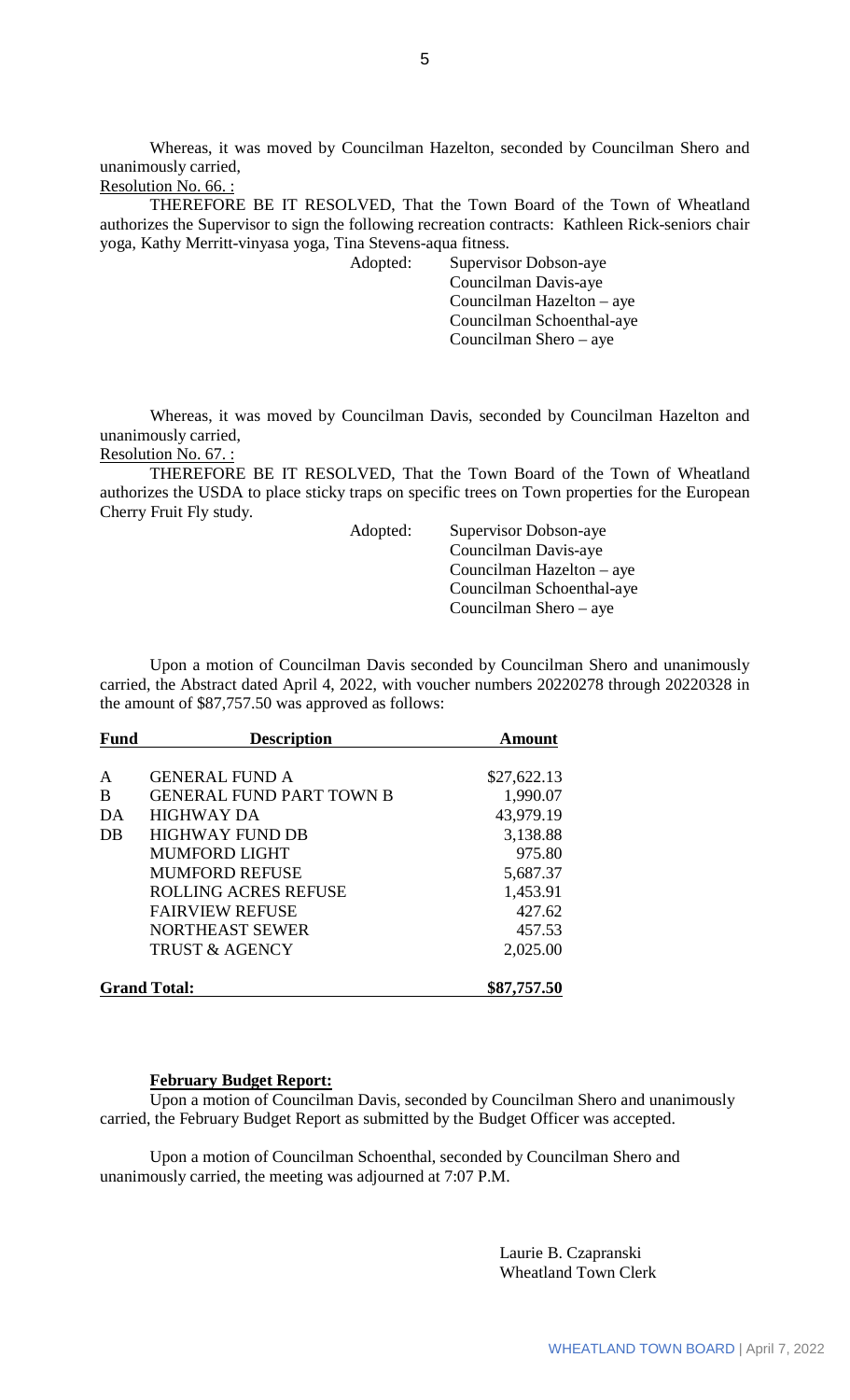Whereas, it was moved by Councilman Hazelton, seconded by Councilman Shero and unanimously carried,

Resolution No. 66. :

THEREFORE BE IT RESOLVED, That the Town Board of the Town of Wheatland authorizes the Supervisor to sign the following recreation contracts: Kathleen Rick-seniors chair yoga, Kathy Merritt-vinyasa yoga, Tina Stevens-aqua fitness.

Adopted: Supervisor Dobson-aye
Councilman Davis-aye
Councilman Hazelton – aye
Councilman Schoenthal-aye
Councilman Shero – aye

Whereas, it was moved by Councilman Davis, seconded by Councilman Hazelton and unanimously carried,

Resolution No. 67. :

THEREFORE BE IT RESOLVED, That the Town Board of the Town of Wheatland authorizes the USDA to place sticky traps on specific trees on Town properties for the European Cherry Fruit Fly study.

Adopted: Supervisor Dobson-aye
Councilman Davis-aye
Councilman Hazelton – aye
Councilman Schoenthal-aye
Councilman Shero – aye

Upon a motion of Councilman Davis seconded by Councilman Shero and unanimously carried, the Abstract dated April 4, 2022, with voucher numbers 20220278 through 20220328 in the amount of $87,757.50 was approved as follows:

| Fund | Description | Amount |
|---|---|---|
| A | GENERAL FUND A | $27,622.13 |
| B | GENERAL FUND PART TOWN B | 1,990.07 |
| DA | HIGHWAY DA | 43,979.19 |
| DB | HIGHWAY FUND DB | 3,138.88 |
| | MUMFORD LIGHT | 975.80 |
| | MUMFORD REFUSE | 5,687.37 |
| | ROLLING ACRES REFUSE | 1,453.91 |
| | FAIRVIEW REFUSE | 427.62 |
| | NORTHEAST SEWER | 457.53 |
| | TRUST & AGENCY | 2,025.00 |
| **Grand Total:** | | **$87,757.50** |

**February Budget Report:**

Upon a motion of Councilman Davis, seconded by Councilman Shero and unanimously carried, the February Budget Report as submitted by the Budget Officer was accepted.

Upon a motion of Councilman Schoenthal, seconded by Councilman Shero and unanimously carried, the meeting was adjourned at 7:07 P.M.

Laurie B. Czapranski
Wheatland Town Clerk